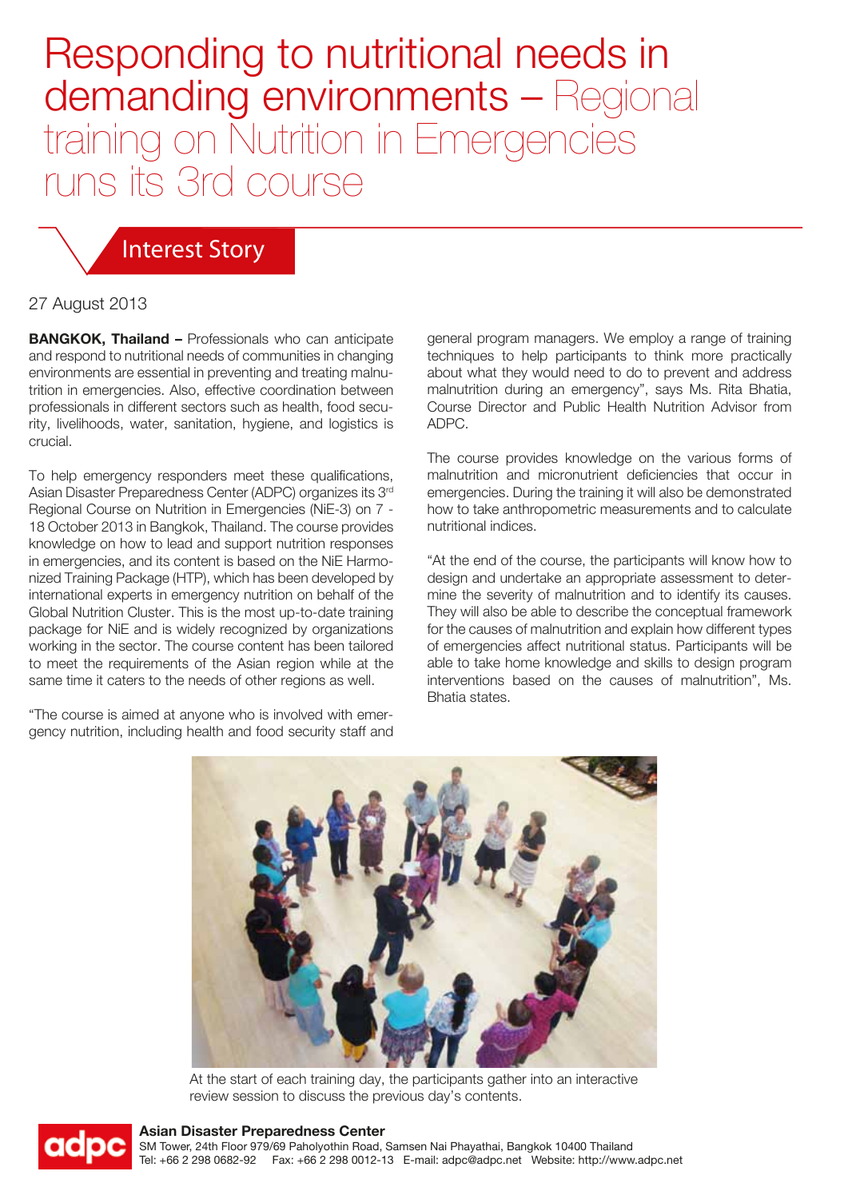# Responding to nutritional needs in demanding environments – Regional training on Nutrition in Emergencies runs its 3rd course

## Interest Story

27 August 2013

**BANGKOK, Thailand –** Professionals who can anticipate and respond to nutritional needs of communities in changing environments are essential in preventing and treating malnutrition in emergencies. Also, effective coordination between professionals in different sectors such as health, food security, livelihoods, water, sanitation, hygiene, and logistics is crucial.

To help emergency responders meet these qualifications, Asian Disaster Preparedness Center (ADPC) organizes its 3rd Regional Course on Nutrition in Emergencies (NiE-3) on 7 - 18 October 2013 in Bangkok, Thailand. The course provides knowledge on how to lead and support nutrition responses in emergencies, and its content is based on the NiE Harmonized Training Package (HTP), which has been developed by international experts in emergency nutrition on behalf of the Global Nutrition Cluster. This is the most up-to-date training package for NiE and is widely recognized by organizations working in the sector. The course content has been tailored to meet the requirements of the Asian region while at the same time it caters to the needs of other regions as well.

"The course is aimed at anyone who is involved with emergency nutrition, including health and food security staff and general program managers. We employ a range of training techniques to help participants to think more practically about what they would need to do to prevent and address malnutrition during an emergency", says Ms. Rita Bhatia, Course Director and Public Health Nutrition Advisor from ADPC.

The course provides knowledge on the various forms of malnutrition and micronutrient deficiencies that occur in emergencies. During the training it will also be demonstrated how to take anthropometric measurements and to calculate nutritional indices.

"At the end of the course, the participants will know how to design and undertake an appropriate assessment to determine the severity of malnutrition and to identify its causes. They will also be able to describe the conceptual framework for the causes of malnutrition and explain how different types of emergencies affect nutritional status. Participants will be able to take home knowledge and skills to design program interventions based on the causes of malnutrition", Ms. Bhatia states.

At the start of each training day, the participants gather into an interactive review session to discuss the previous day's contents.

**Asian Disaster Preparedness Center**
SM Tower, 24th Floor 979/69 Paholyothin Road, Samsen Nai Phayathai, Bangkok 10400 Thailand
Tel: +66 2 298 0682-92 Fax: +66 2 298 0012-13 E-mail: adpc@adpc.net Website: http://www.adpc.net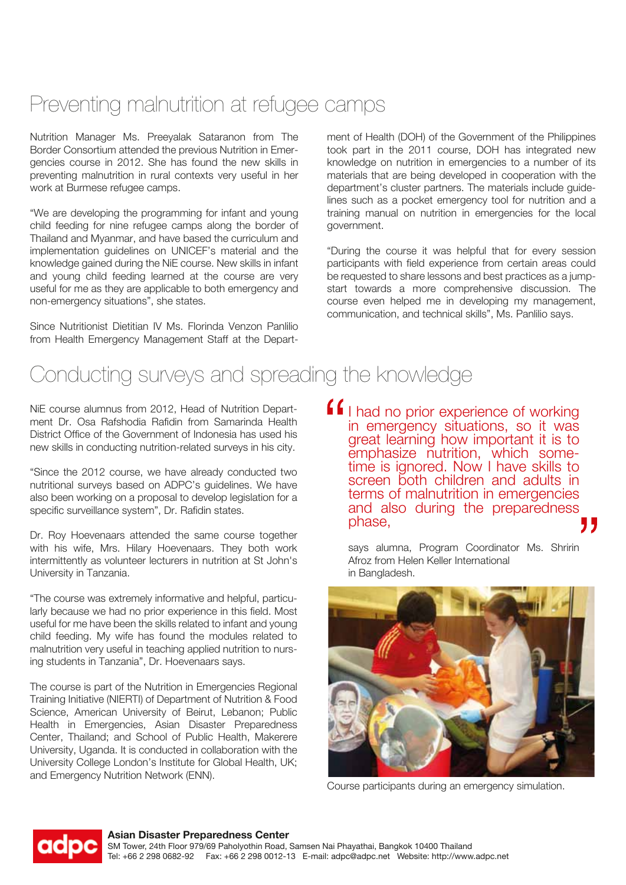## Preventing malnutrition at refugee camps

Nutrition Manager Ms. Preeyalak Sataranon from The Border Consortium attended the previous Nutrition in Emergencies course in 2012. She has found the new skills in preventing malnutrition in rural contexts very useful in her work at Burmese refugee camps.

"We are developing the programming for infant and young child feeding for nine refugee camps along the border of Thailand and Myanmar, and have based the curriculum and implementation guidelines on UNICEF's material and the knowledge gained during the NiE course. New skills in infant and young child feeding learned at the course are very useful for me as they are applicable to both emergency and non-emergency situations", she states.

Since Nutritionist Dietitian IV Ms. Florinda Venzon Panlilio from Health Emergency Management Staff at the Department of Health (DOH) of the Government of the Philippines took part in the 2011 course, DOH has integrated new knowledge on nutrition in emergencies to a number of its materials that are being developed in cooperation with the department's cluster partners. The materials include guidelines such as a pocket emergency tool for nutrition and a training manual on nutrition in emergencies for the local government.

"During the course it was helpful that for every session participants with field experience from certain areas could be requested to share lessons and best practices as a jump-start towards a more comprehensive discussion. The course even helped me in developing my management, communication, and technical skills", Ms. Panlilio says.

## Conducting surveys and spreading the knowledge

NiE course alumnus from 2012, Head of Nutrition Department Dr. Osa Rafshodia Rafidin from Samarinda Health District Office of the Government of Indonesia has used his new skills in conducting nutrition-related surveys in his city.

"Since the 2012 course, we have already conducted two nutritional surveys based on ADPC's guidelines. We have also been working on a proposal to develop legislation for a specific surveillance system", Dr. Rafidin states.

Dr. Roy Hoevenaars attended the same course together with his wife, Mrs. Hilary Hoevenaars. They both work intermittently as volunteer lecturers in nutrition at St John's University in Tanzania.

"The course was extremely informative and helpful, particularly because we had no prior experience in this field. Most useful for me have been the skills related to infant and young child feeding. My wife has found the modules related to malnutrition very useful in teaching applied nutrition to nursing students in Tanzania", Dr. Hoevenaars says.

The course is part of the Nutrition in Emergencies Regional Training Initiative (NIERTI) of Department of Nutrition & Food Science, American University of Beirut, Lebanon; Public Health in Emergencies, Asian Disaster Preparedness Center, Thailand; and School of Public Health, Makerere University, Uganda. It is conducted in collaboration with the University College London's Institute for Global Health, UK; and Emergency Nutrition Network (ENN).

> "I had no prior experience of working in emergency situations, so it was great learning how important it is to emphasize nutrition, which sometime is ignored. Now I have skills to screen both children and adults in terms of malnutrition in emergencies and also during the preparedness phase,"

says alumna, Program Coordinator Ms. Shririn Afroz from Helen Keller International in Bangladesh.

Course participants during an emergency simulation.

**Asian Disaster Preparedness Center**
SM Tower, 24th Floor 979/69 Paholyothin Road, Samsen Nai Phayathai, Bangkok 10400 Thailand
Tel: +66 2 298 0682-92 Fax: +66 2 298 0012-13 E-mail: adpc@adpc.net Website: http://www.adpc.net